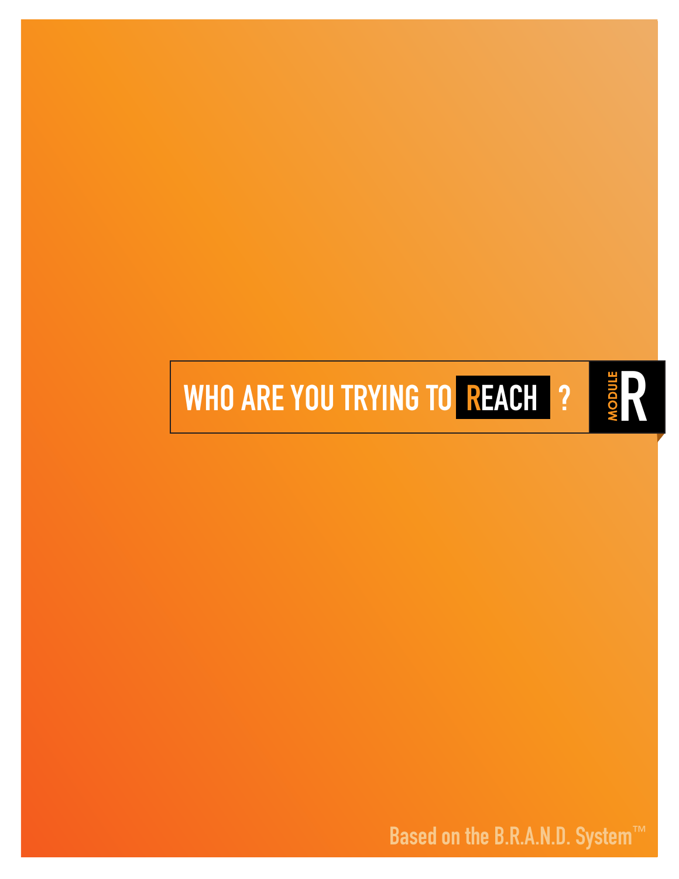# WHO ARE YOU TRYING TO REACH ?

MODULE R

Based on the B.R.A.N.D. System™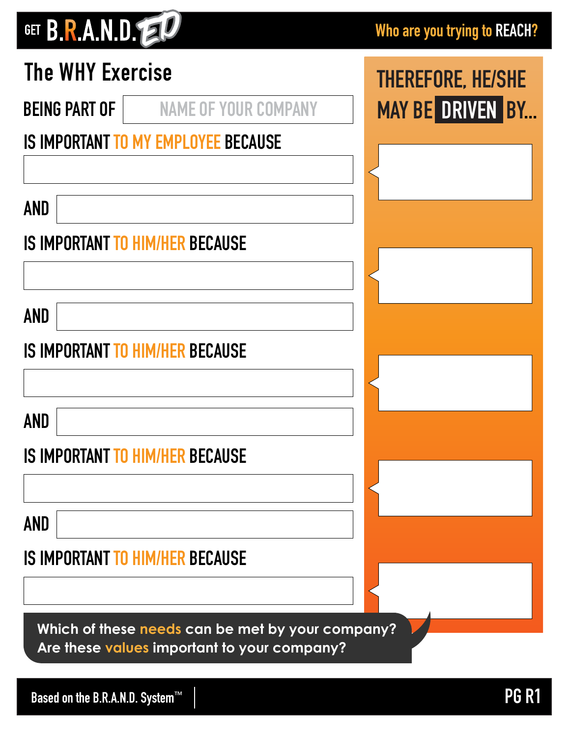GET B.R.A.N.D. ED

Who are you trying to REACH?

# The WHY Exercise

BEING PART OF [NAME OF YOUR COMPANY]

IS IMPORTANT TO MY EMPLOYEE BECAUSE

AND

IS IMPORTANT TO HIM/HER BECAUSE

AND

IS IMPORTANT TO HIM/HER BECAUSE

AND

IS IMPORTANT TO HIM/HER BECAUSE

AND

IS IMPORTANT TO HIM/HER BECAUSE

## THEREFORE, HE/SHE MAY BE DRIVEN BY...

Which of these **needs** can be met by your company?
Are these **values** important to your company?

Based on the B.R.A.N.D. System™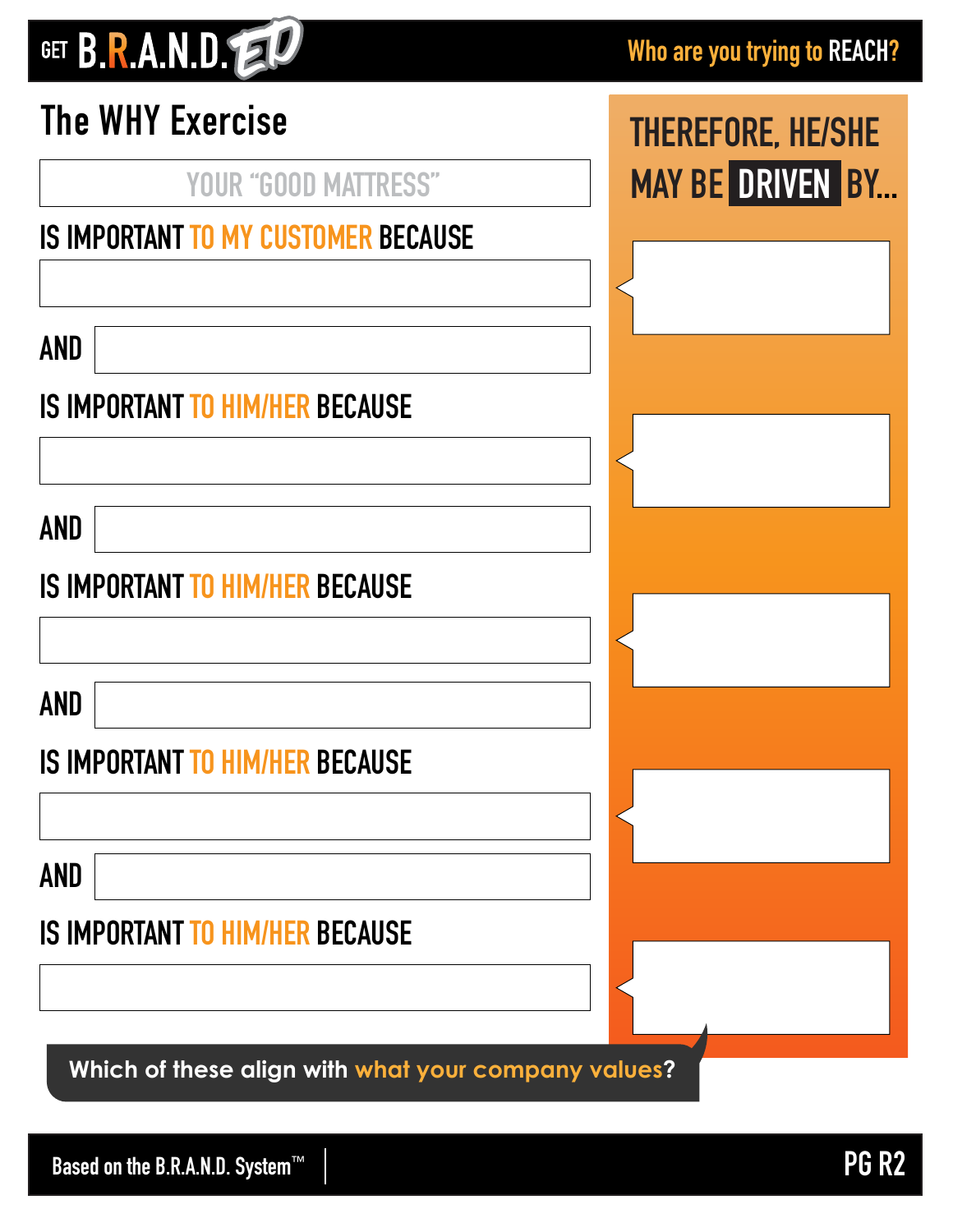GET B.R.A.N.D. ED

Who are you trying to REACH?

# The WHY Exercise

YOUR "GOOD MATTRESS"

IS IMPORTANT TO MY CUSTOMER BECAUSE

AND

IS IMPORTANT TO HIM/HER BECAUSE

AND

IS IMPORTANT TO HIM/HER BECAUSE

AND

IS IMPORTANT TO HIM/HER BECAUSE

AND

IS IMPORTANT TO HIM/HER BECAUSE

THEREFORE, HE/SHE MAY BE **DRIVEN** BY...

**Which of these align with what your company values?**

Based on the B.R.A.N.D. System™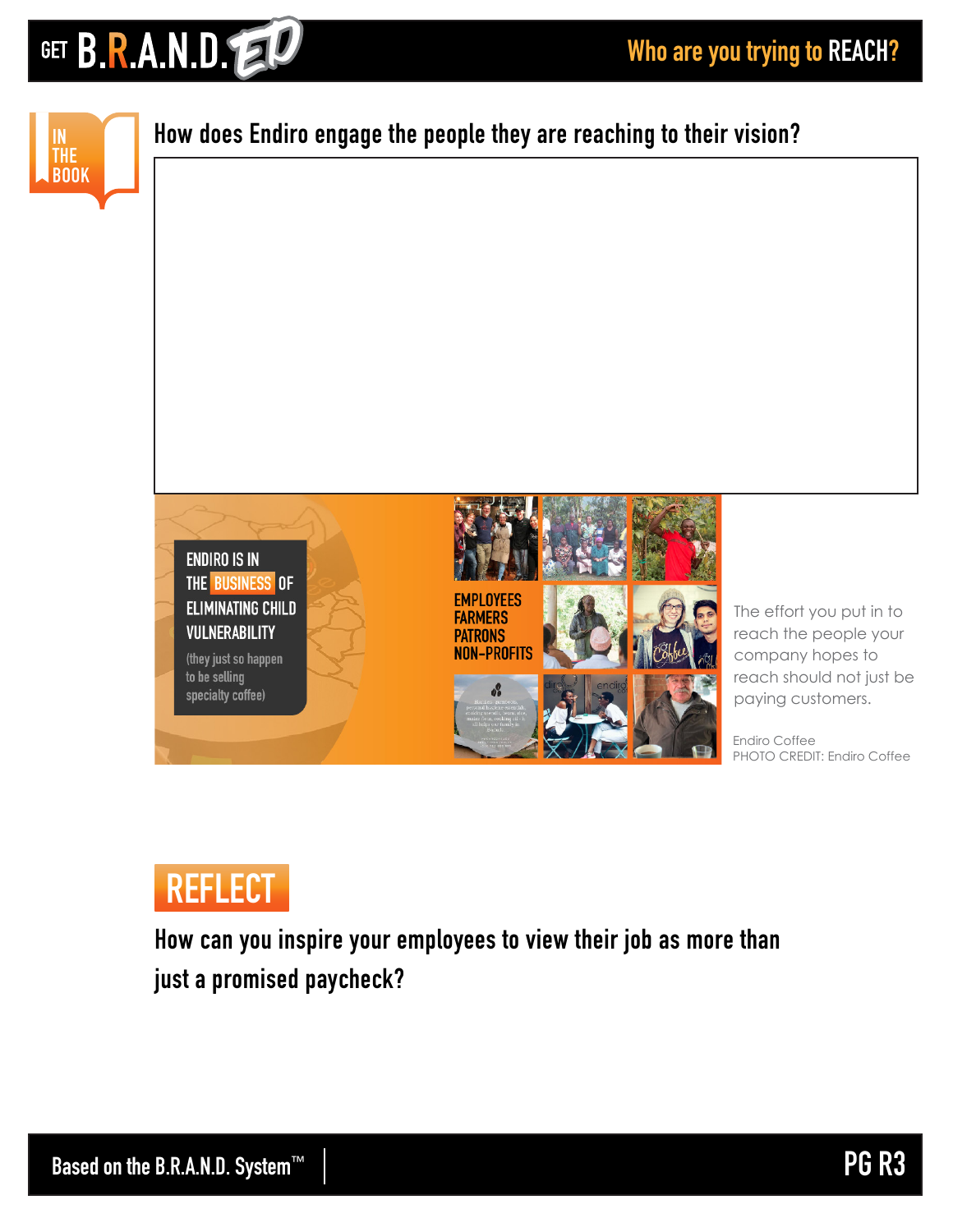# Who are you trying to REACH?

IN THE BOOK

## How does Endiro engage the people they are reaching to their vision?

ENDIRO IS IN THE BUSINESS OF ELIMINATING CHILD VULNERABILITY

(they just so happen to be selling specialty coffee)

EMPLOYEES
FARMERS
PATRONS
NON-PROFITS

The effort you put in to reach the people your company hopes to reach should not just be paying customers.

Endiro Coffee
PHOTO CREDIT: Endiro Coffee

## REFLECT

How can you inspire your employees to view their job as more than just a promised paycheck?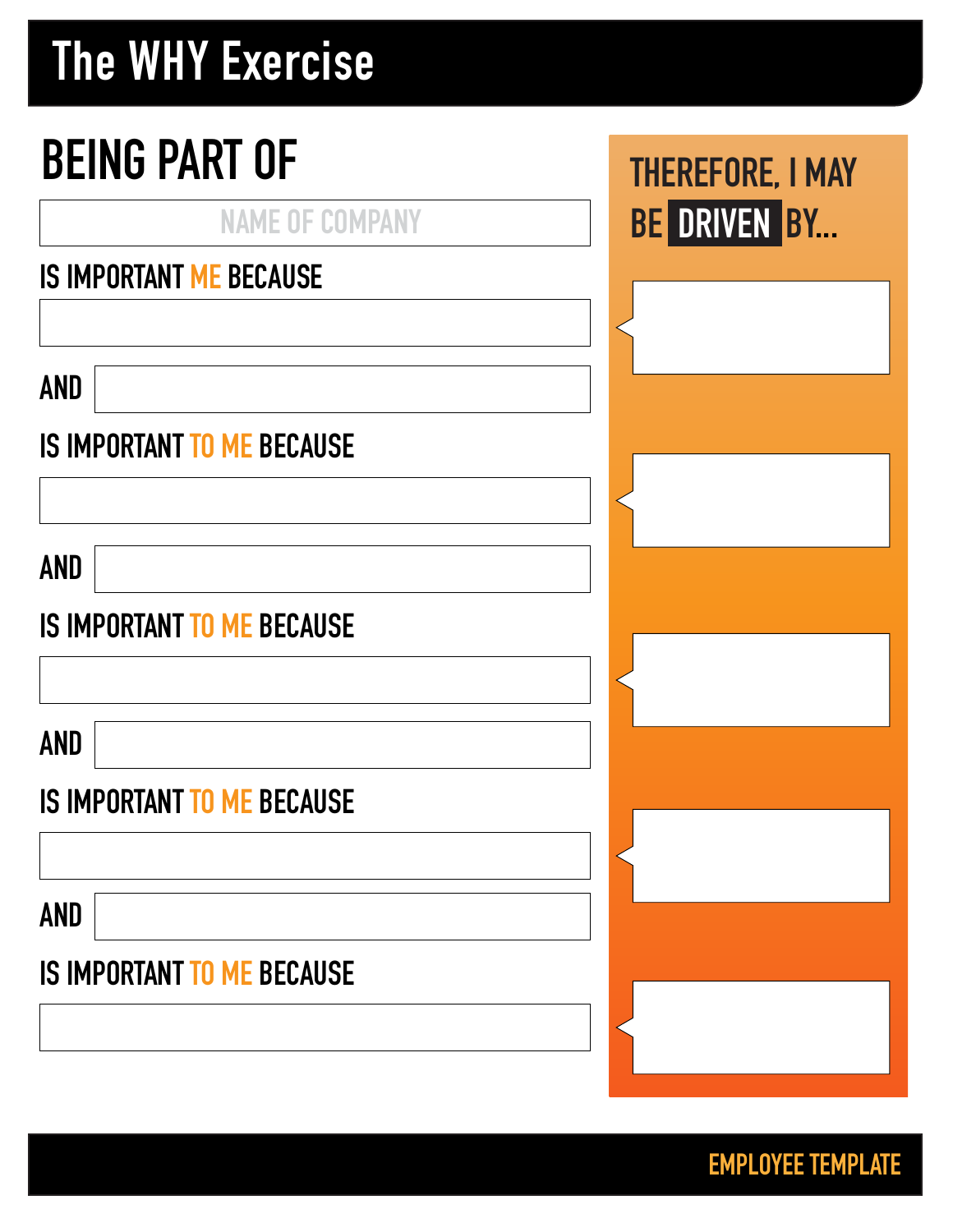# The WHY Exercise

## BEING PART OF

NAME OF COMPANY

IS IMPORTANT ME BECAUSE

AND

IS IMPORTANT TO ME BECAUSE

AND

IS IMPORTANT TO ME BECAUSE

AND

IS IMPORTANT TO ME BECAUSE

AND

IS IMPORTANT TO ME BECAUSE

## THEREFORE, I MAY BE DRIVEN BY...

EMPLOYEE TEMPLATE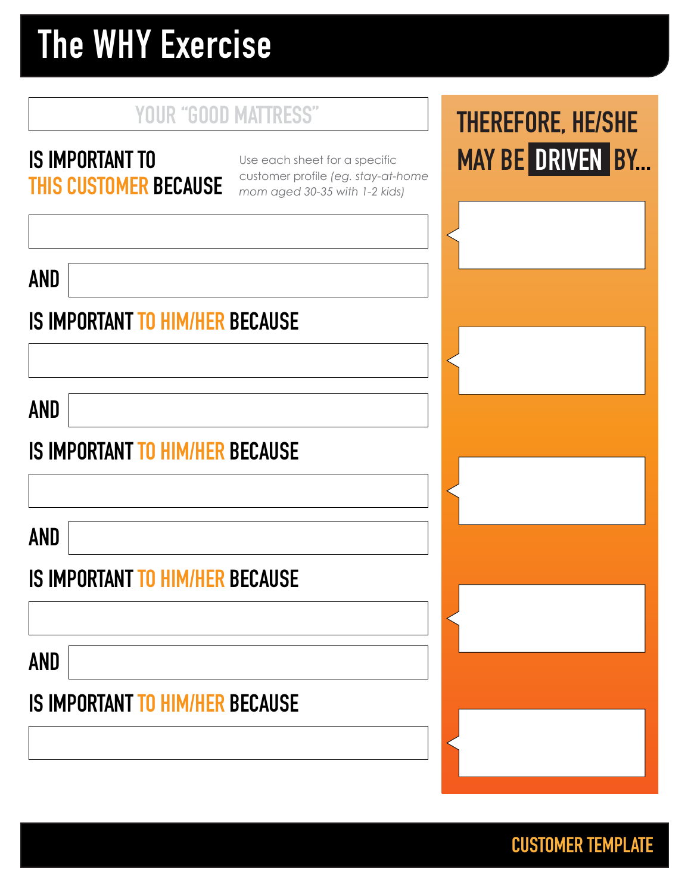# The WHY Exercise

YOUR "GOOD MATTRESS"

**IS IMPORTANT TO THIS CUSTOMER BECAUSE**

Use each sheet for a specific customer profile *(eg. stay-at-home mom aged 30-35 with 1-2 kids)*

**AND**

**IS IMPORTANT TO HIM/HER BECAUSE**

**AND**

**IS IMPORTANT TO HIM/HER BECAUSE**

**AND**

**IS IMPORTANT TO HIM/HER BECAUSE**

**AND**

**IS IMPORTANT TO HIM/HER BECAUSE**

## THEREFORE, HE/SHE MAY BE DRIVEN BY...

CUSTOMER TEMPLATE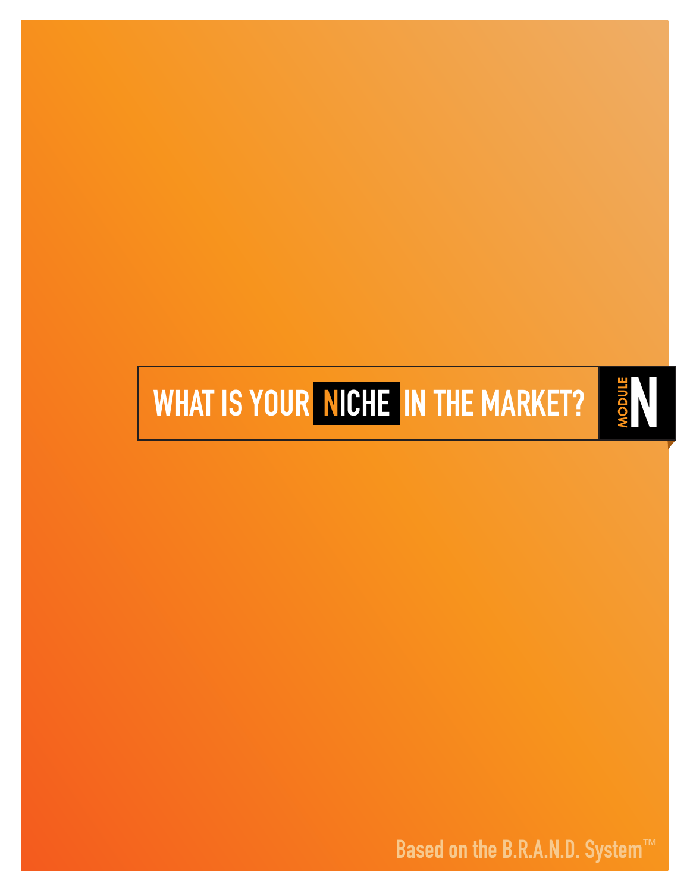# WHAT IS YOUR NICHE IN THE MARKET?

MODULE N

Based on the B.R.A.N.D. System™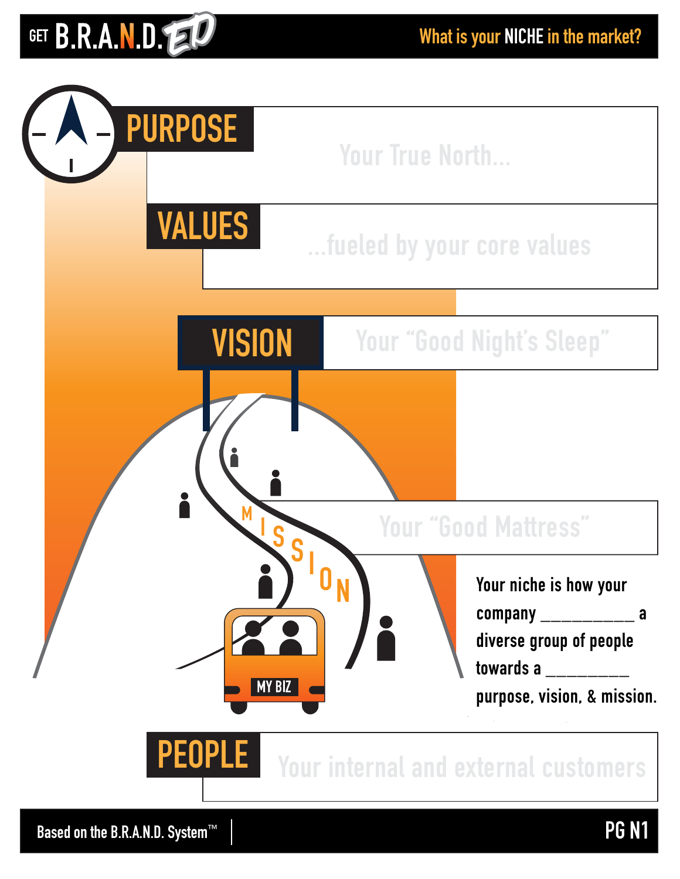GET B.R.A.N.D. ED

What is your NICHE in the market?

## PURPOSE

Your True North...

## VALUES

...fueled by your core values

## VISION

Your "Good Night's Sleep"

MISSION

Your "Good Mattress"

MY BIZ

Your niche is how your company __________ a diverse group of people towards a _________ purpose, vision, & mission.

## PEOPLE

Your internal and external customers

Based on the B.R.A.N.D. System™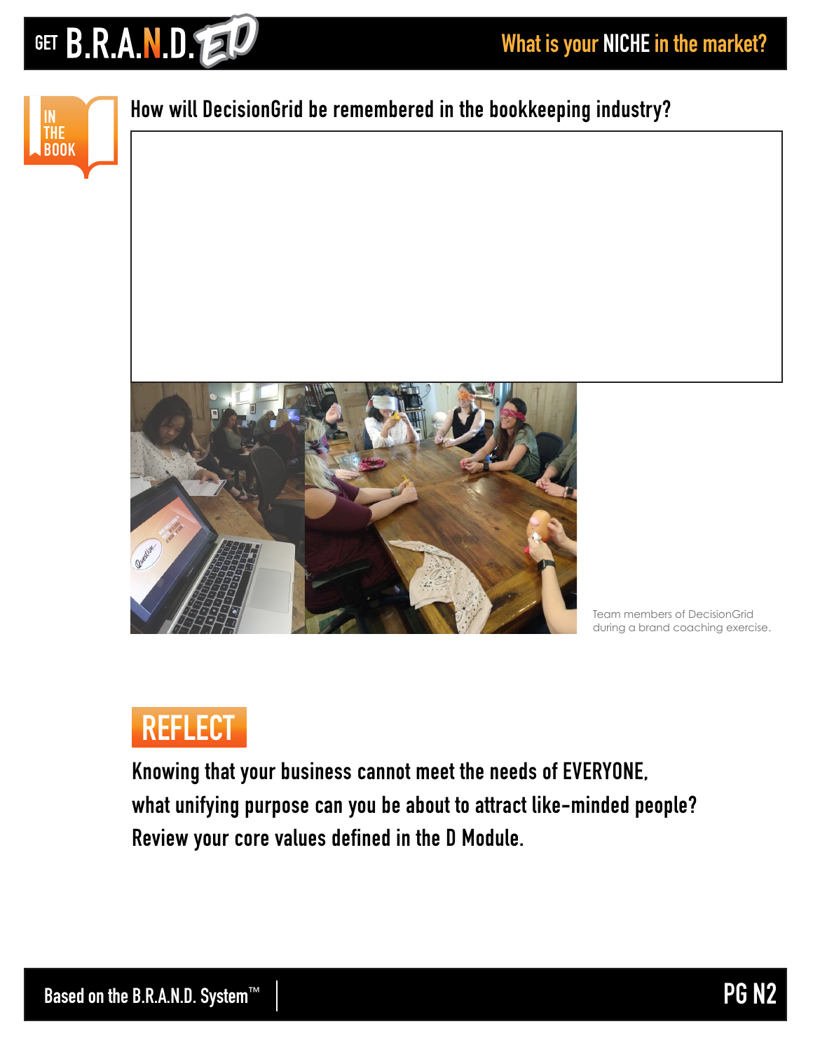# What is your NICHE in the market?

IN THE BOOK

## How will DecisionGrid be remembered in the bookkeeping industry?

Team members of DecisionGrid during a brand coaching exercise.

## REFLECT

**Knowing that your business cannot meet the needs of EVERYONE, what unifying purpose can you be about to attract like-minded people? Review your core values defined in the D Module.**